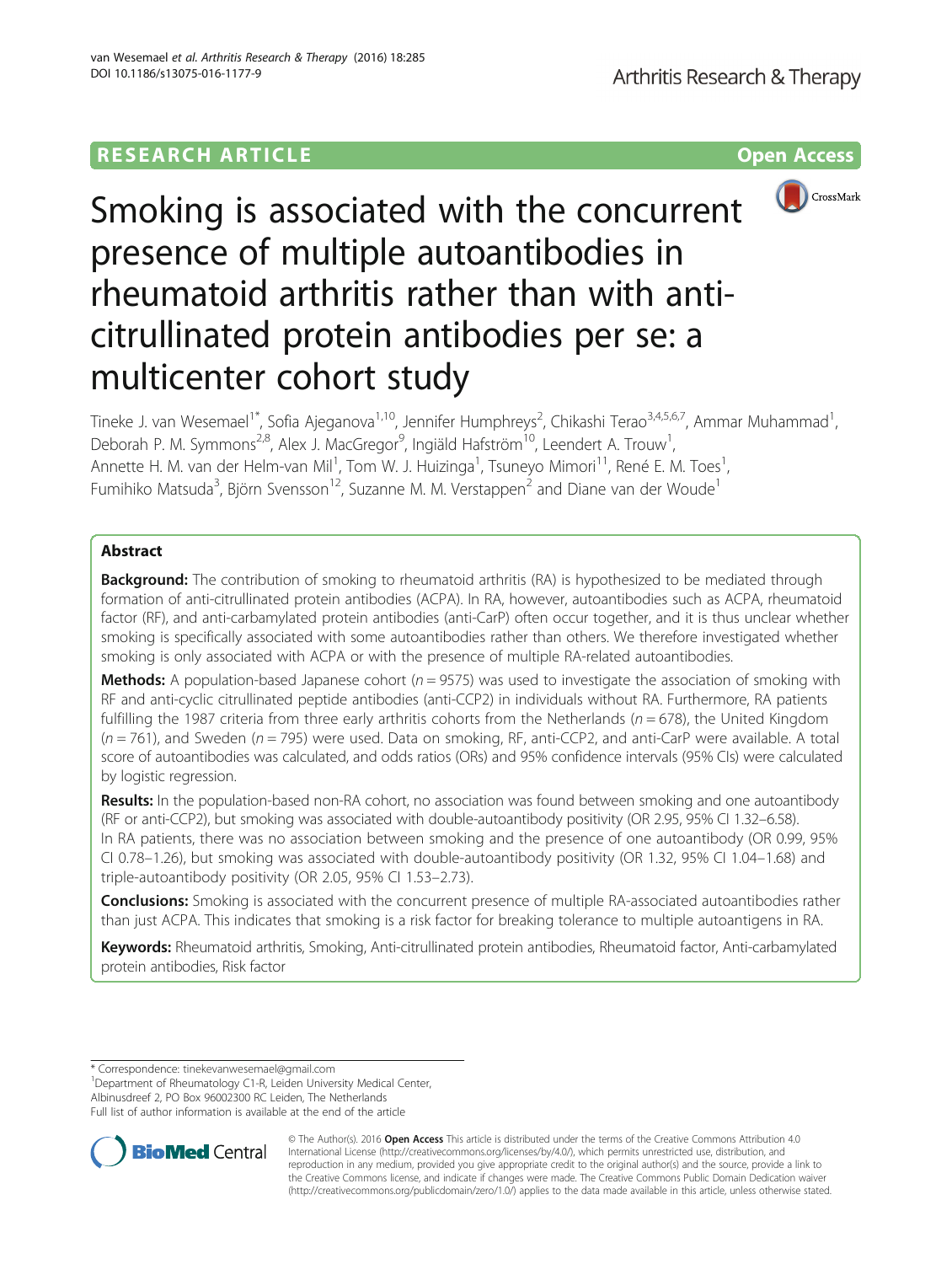RESEARCH ARTICLE

Open Access

# Smoking is associated with the concurrent presence of multiple autoantibodies in rheumatoid arthritis rather than with anti-citrullinated protein antibodies per se: a multicenter cohort study

Tineke J. van Wesemael[1*], Sofia Ajeganova[1,10], Jennifer Humphreys[2], Chikashi Terao[3,4,5,6,7], Ammar Muhammad[1], Deborah P. M. Symmons[2,8], Alex J. MacGregor[9], Ingiäld Hafström[10], Leendert A. Trouw[1], Annette H. M. van der Helm-van Mil[1], Tom W. J. Huizinga[1], Tsuneyo Mimori[11], René E. M. Toes[1], Fumihiko Matsuda[3], Björn Svensson[12], Suzanne M. M. Verstappen[2] and Diane van der Woude[1]

## Abstract

**Background:** The contribution of smoking to rheumatoid arthritis (RA) is hypothesized to be mediated through formation of anti-citrullinated protein antibodies (ACPA). In RA, however, autoantibodies such as ACPA, rheumatoid factor (RF), and anti-carbamylated protein antibodies (anti-CarP) often occur together, and it is thus unclear whether smoking is specifically associated with some autoantibodies rather than others. We therefore investigated whether smoking is only associated with ACPA or with the presence of multiple RA-related autoantibodies.

**Methods:** A population-based Japanese cohort ($n = 9575$) was used to investigate the association of smoking with RF and anti-cyclic citrullinated peptide antibodies (anti-CCP2) in individuals without RA. Furthermore, RA patients fulfilling the 1987 criteria from three early arthritis cohorts from the Netherlands ($n = 678$), the United Kingdom ($n = 761$), and Sweden ($n = 795$) were used. Data on smoking, RF, anti-CCP2, and anti-CarP were available. A total score of autoantibodies was calculated, and odds ratios (ORs) and 95% confidence intervals (95% CIs) were calculated by logistic regression.

**Results:** In the population-based non-RA cohort, no association was found between smoking and one autoantibody (RF or anti-CCP2), but smoking was associated with double-autoantibody positivity (OR 2.95, 95% CI 1.32–6.58). In RA patients, there was no association between smoking and the presence of one autoantibody (OR 0.99, 95% CI 0.78–1.26), but smoking was associated with double-autoantibody positivity (OR 1.32, 95% CI 1.04–1.68) and triple-autoantibody positivity (OR 2.05, 95% CI 1.53–2.73).

**Conclusions:** Smoking is associated with the concurrent presence of multiple RA-associated autoantibodies rather than just ACPA. This indicates that smoking is a risk factor for breaking tolerance to multiple autoantigens in RA.

**Keywords:** Rheumatoid arthritis, Smoking, Anti-citrullinated protein antibodies, Rheumatoid factor, Anti-carbamylated protein antibodies, Risk factor

---

* Correspondence: tinekevanwesemael@gmail.com
[1]Department of Rheumatology C1-R, Leiden University Medical Center, Albinusdreef 2, PO Box 96002300 RC Leiden, The Netherlands
Full list of author information is available at the end of the article

© The Author(s). 2016 **Open Access** This article is distributed under the terms of the Creative Commons Attribution 4.0 International License (http://creativecommons.org/licenses/by/4.0/), which permits unrestricted use, distribution, and reproduction in any medium, provided you give appropriate credit to the original author(s) and the source, provide a link to the Creative Commons license, and indicate if changes were made. The Creative Commons Public Domain Dedication waiver (http://creativecommons.org/publicdomain/zero/1.0/) applies to the data made available in this article, unless otherwise stated.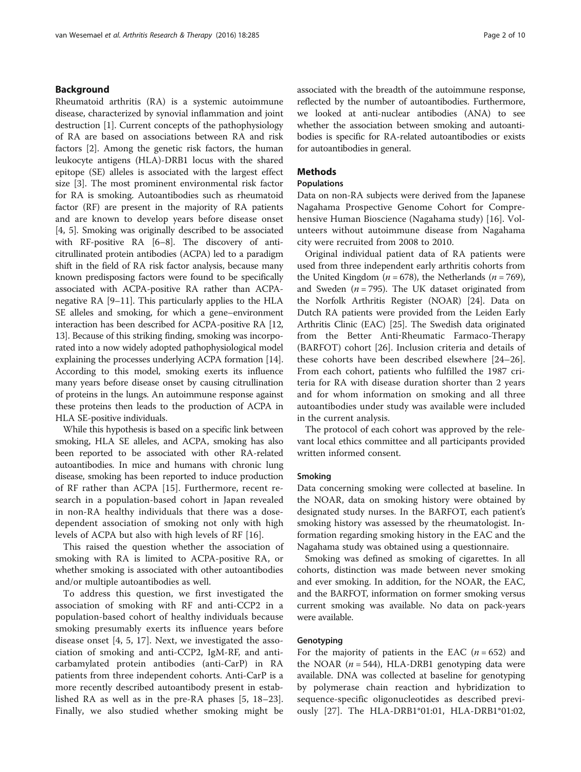## Background

Rheumatoid arthritis (RA) is a systemic autoimmune disease, characterized by synovial inflammation and joint destruction [1]. Current concepts of the pathophysiology of RA are based on associations between RA and risk factors [2]. Among the genetic risk factors, the human leukocyte antigens (HLA)-DRB1 locus with the shared epitope (SE) alleles is associated with the largest effect size [3]. The most prominent environmental risk factor for RA is smoking. Autoantibodies such as rheumatoid factor (RF) are present in the majority of RA patients and are known to develop years before disease onset [4, 5]. Smoking was originally described to be associated with RF-positive RA [6–8]. The discovery of anti-citrullinated protein antibodies (ACPA) led to a paradigm shift in the field of RA risk factor analysis, because many known predisposing factors were found to be specifically associated with ACPA-positive RA rather than ACPA-negative RA [9–11]. This particularly applies to the HLA SE alleles and smoking, for which a gene–environment interaction has been described for ACPA-positive RA [12, 13]. Because of this striking finding, smoking was incorporated into a now widely adopted pathophysiological model explaining the processes underlying ACPA formation [14]. According to this model, smoking exerts its influence many years before disease onset by causing citrullination of proteins in the lungs. An autoimmune response against these proteins then leads to the production of ACPA in HLA SE-positive individuals.

While this hypothesis is based on a specific link between smoking, HLA SE alleles, and ACPA, smoking has also been reported to be associated with other RA-related autoantibodies. In mice and humans with chronic lung disease, smoking has been reported to induce production of RF rather than ACPA [15]. Furthermore, recent research in a population-based cohort in Japan revealed in non-RA healthy individuals that there was a dose-dependent association of smoking not only with high levels of ACPA but also with high levels of RF [16].

This raised the question whether the association of smoking with RA is limited to ACPA-positive RA, or whether smoking is associated with other autoantibodies and/or multiple autoantibodies as well.

To address this question, we first investigated the association of smoking with RF and anti-CCP2 in a population-based cohort of healthy individuals because smoking presumably exerts its influence years before disease onset [4, 5, 17]. Next, we investigated the association of smoking and anti-CCP2, IgM-RF, and anti-carbamylated protein antibodies (anti-CarP) in RA patients from three independent cohorts. Anti-CarP is a more recently described autoantibody present in established RA as well as in the pre-RA phases [5, 18–23]. Finally, we also studied whether smoking might be associated with the breadth of the autoimmune response, reflected by the number of autoantibodies. Furthermore, we looked at anti-nuclear antibodies (ANA) to see whether the association between smoking and autoantibodies is specific for RA-related autoantibodies or exists for autoantibodies in general.

## Methods

### Populations

Data on non-RA subjects were derived from the Japanese Nagahama Prospective Genome Cohort for Comprehensive Human Bioscience (Nagahama study) [16]. Volunteers without autoimmune disease from Nagahama city were recruited from 2008 to 2010.

Original individual patient data of RA patients were used from three independent early arthritis cohorts from the United Kingdom ($n = 678$), the Netherlands ($n = 769$), and Sweden ($n = 795$). The UK dataset originated from the Norfolk Arthritis Register (NOAR) [24]. Data on Dutch RA patients were provided from the Leiden Early Arthritis Clinic (EAC) [25]. The Swedish data originated from the Better Anti-Rheumatic Farmaco-Therapy (BARFOT) cohort [26]. Inclusion criteria and details of these cohorts have been described elsewhere [24–26]. From each cohort, patients who fulfilled the 1987 criteria for RA with disease duration shorter than 2 years and for whom information on smoking and all three autoantibodies under study was available were included in the current analysis.

The protocol of each cohort was approved by the relevant local ethics committee and all participants provided written informed consent.

#### Smoking

Data concerning smoking were collected at baseline. In the NOAR, data on smoking history were obtained by designated study nurses. In the BARFOT, each patient's smoking history was assessed by the rheumatologist. Information regarding smoking history in the EAC and the Nagahama study was obtained using a questionnaire.

Smoking was defined as smoking of cigarettes. In all cohorts, distinction was made between never smoking and ever smoking. In addition, for the NOAR, the EAC, and the BARFOT, information on former smoking versus current smoking was available. No data on pack-years were available.

#### Genotyping

For the majority of patients in the EAC ($n = 652$) and the NOAR ($n = 544$), HLA-DRB1 genotyping data were available. DNA was collected at baseline for genotyping by polymerase chain reaction and hybridization to sequence-specific oligonucleotides as described previously [27]. The HLA-DRB1*01:01, HLA-DRB1*01:02,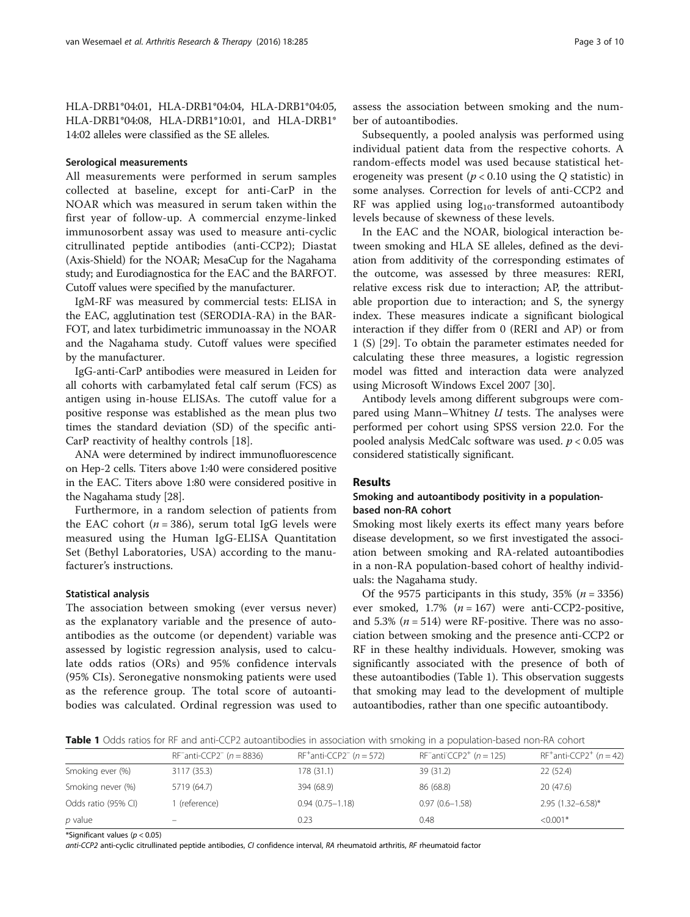HLA-DRB1*04:01, HLA-DRB1*04:04, HLA-DRB1*04:05, HLA-DRB1*04:08, HLA-DRB1*10:01, and HLA-DRB1*14:02 alleles were classified as the SE alleles.

#### Serological measurements

All measurements were performed in serum samples collected at baseline, except for anti-CarP in the NOAR which was measured in serum taken within the first year of follow-up. A commercial enzyme-linked immunosorbent assay was used to measure anti-cyclic citrullinated peptide antibodies (anti-CCP2); Diastat (Axis-Shield) for the NOAR; MesaCup for the Nagahama study; and Eurodiagnostica for the EAC and the BARFOT. Cutoff values were specified by the manufacturer.

IgM-RF was measured by commercial tests: ELISA in the EAC, agglutination test (SERODIA-RA) in the BARFOT, and latex turbidimetric immunoassay in the NOAR and the Nagahama study. Cutoff values were specified by the manufacturer.

IgG-anti-CarP antibodies were measured in Leiden for all cohorts with carbamylated fetal calf serum (FCS) as antigen using in-house ELISAs. The cutoff value for a positive response was established as the mean plus two times the standard deviation (SD) of the specific anti-CarP reactivity of healthy controls [18].

ANA were determined by indirect immunofluorescence on Hep-2 cells. Titers above 1:40 were considered positive in the EAC. Titers above 1:80 were considered positive in the Nagahama study [28].

Furthermore, in a random selection of patients from the EAC cohort ($n = 386$), serum total IgG levels were measured using the Human IgG-ELISA Quantitation Set (Bethyl Laboratories, USA) according to the manufacturer's instructions.

#### Statistical analysis

The association between smoking (ever versus never) as the explanatory variable and the presence of autoantibodies as the outcome (or dependent) variable was assessed by logistic regression analysis, used to calculate odds ratios (ORs) and 95% confidence intervals (95% CIs). Seronegative nonsmoking patients were used as the reference group. The total score of autoantibodies was calculated. Ordinal regression was used to assess the association between smoking and the number of autoantibodies.

Subsequently, a pooled analysis was performed using individual patient data from the respective cohorts. A random-effects model was used because statistical heterogeneity was present ($p < 0.10$ using the $Q$ statistic) in some analyses. Correction for levels of anti-CCP2 and RF was applied using $\log_{10}$-transformed autoantibody levels because of skewness of these levels.

In the EAC and the NOAR, biological interaction between smoking and HLA SE alleles, defined as the deviation from additivity of the corresponding estimates of the outcome, was assessed by three measures: RERI, relative excess risk due to interaction; AP, the attributable proportion due to interaction; and S, the synergy index. These measures indicate a significant biological interaction if they differ from 0 (RERI and AP) or from 1 (S) [29]. To obtain the parameter estimates needed for calculating these three measures, a logistic regression model was fitted and interaction data were analyzed using Microsoft Windows Excel 2007 [30].

Antibody levels among different subgroups were compared using Mann–Whitney $U$ tests. The analyses were performed per cohort using SPSS version 22.0. For the pooled analysis MedCalc software was used. $p < 0.05$ was considered statistically significant.

## Results

### Smoking and autoantibody positivity in a population-based non-RA cohort

Smoking most likely exerts its effect many years before disease development, so we first investigated the association between smoking and RA-related autoantibodies in a non-RA population-based cohort of healthy individuals: the Nagahama study.

Of the 9575 participants in this study, 35% ($n = 3356$) ever smoked, 1.7% ($n = 167$) were anti-CCP2-positive, and 5.3% ($n = 514$) were RF-positive. There was no association between smoking and the presence anti-CCP2 or RF in these healthy individuals. However, smoking was significantly associated with the presence of both of these autoantibodies (Table 1). This observation suggests that smoking may lead to the development of multiple autoantibodies, rather than one specific autoantibody.

**Table 1** Odds ratios for RF and anti-CCP2 autoantibodies in association with smoking in a population-based non-RA cohort

| | $RF^{-}$anti-$CCP2^{-}$ ($n = 8836$) | $RF^{+}$anti-$CCP2^{-}$ ($n = 572$) | $RF^{-}$anti-$CCP2^{+}$ ($n = 125$) | $RF^{+}$anti-$CCP2^{+}$ ($n = 42$) |
|---|---|---|---|---|
| Smoking ever (%) | 3117 (35.3) | 178 (31.1) | 39 (31.2) | 22 (52.4) |
| Smoking never (%) | 5719 (64.7) | 394 (68.9) | 86 (68.8) | 20 (47.6) |
| Odds ratio (95% CI) | 1 (reference) | 0.94 (0.75–1.18) | 0.97 (0.6–1.58) | 2.95 (1.32–6.58)* |
| $p$ value | – | 0.23 | 0.48 | <0.001* |

*Significant values ($p < 0.05$)

*anti-CCP2* anti-cyclic citrullinated peptide antibodies, *CI* confidence interval, *RA* rheumatoid arthritis, *RF* rheumatoid factor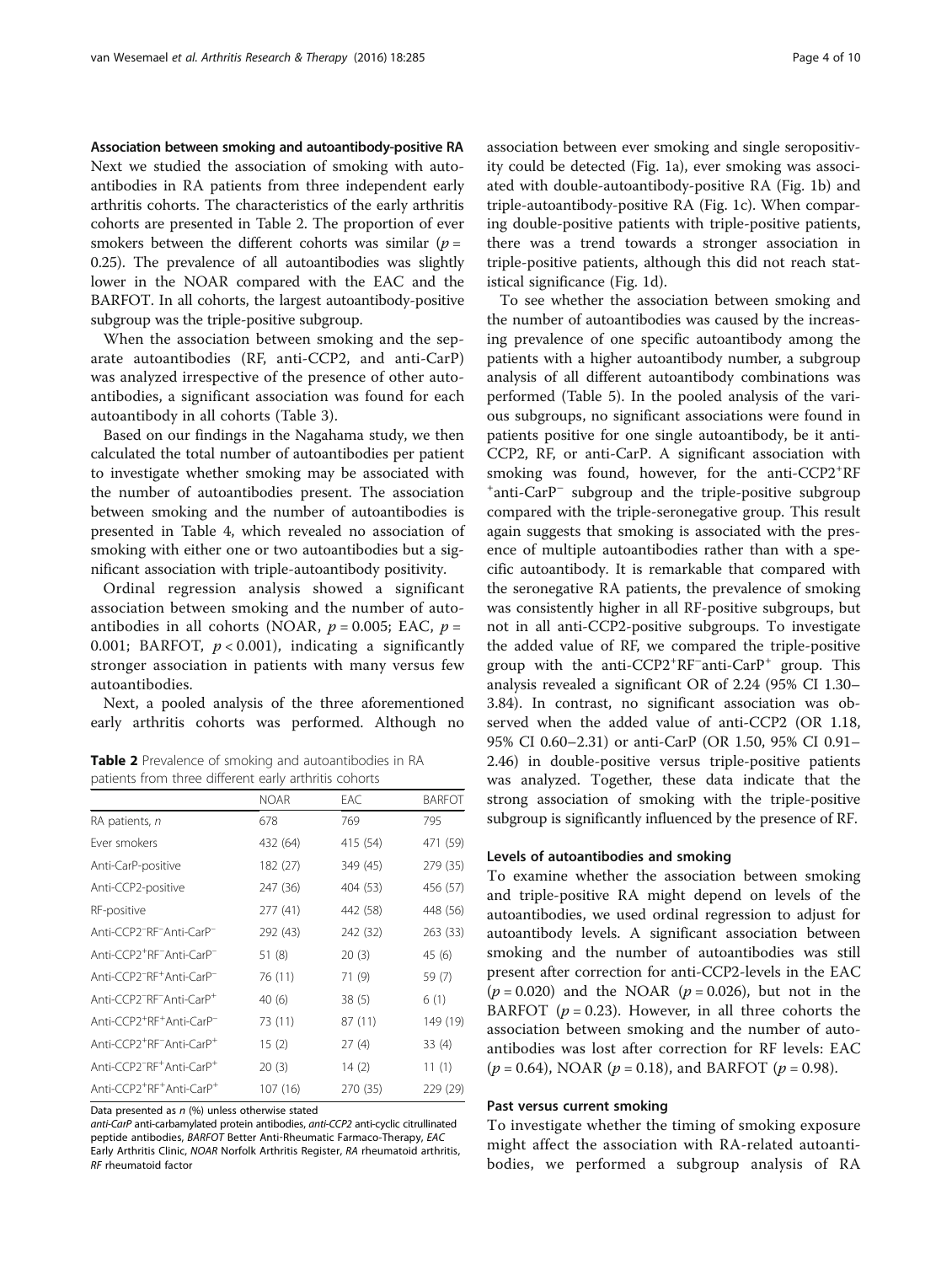### Association between smoking and autoantibody-positive RA

Next we studied the association of smoking with autoantibodies in RA patients from three independent early arthritis cohorts. The characteristics of the early arthritis cohorts are presented in Table 2. The proportion of ever smokers between the different cohorts was similar ($p$ = 0.25). The prevalence of all autoantibodies was slightly lower in the NOAR compared with the EAC and the BARFOT. In all cohorts, the largest autoantibody-positive subgroup was the triple-positive subgroup.

When the association between smoking and the separate autoantibodies (RF, anti-CCP2, and anti-CarP) was analyzed irrespective of the presence of other autoantibodies, a significant association was found for each autoantibody in all cohorts (Table 3).

Based on our findings in the Nagahama study, we then calculated the total number of autoantibodies per patient to investigate whether smoking may be associated with the number of autoantibodies present. The association between smoking and the number of autoantibodies is presented in Table 4, which revealed no association of smoking with either one or two autoantibodies but a significant association with triple-autoantibody positivity.

Ordinal regression analysis showed a significant association between smoking and the number of autoantibodies in all cohorts (NOAR, $p = 0.005$; EAC, $p$ = 0.001; BARFOT, $p < 0.001$), indicating a significantly stronger association in patients with many versus few autoantibodies.

Next, a pooled analysis of the three aforementioned early arthritis cohorts was performed. Although no association between ever smoking and single seropositivity could be detected (Fig. 1a), ever smoking was associated with double-autoantibody-positive RA (Fig. 1b) and triple-autoantibody-positive RA (Fig. 1c). When comparing double-positive patients with triple-positive patients, there was a trend towards a stronger association in triple-positive patients, although this did not reach statistical significance (Fig. 1d).

To see whether the association between smoking and the number of autoantibodies was caused by the increasing prevalence of one specific autoantibody among the patients with a higher autoantibody number, a subgroup analysis of all different autoantibody combinations was performed (Table 5). In the pooled analysis of the various subgroups, no significant associations were found in patients positive for one single autoantibody, be it anti-CCP2, RF, or anti-CarP. A significant association with smoking was found, however, for the anti-CCP2$^+$RF$^+$anti-CarP$^-$ subgroup and the triple-positive subgroup compared with the triple-seronegative group. This result again suggests that smoking is associated with the presence of multiple autoantibodies rather than with a specific autoantibody. It is remarkable that compared with the seronegative RA patients, the prevalence of smoking was consistently higher in all RF-positive subgroups, but not in all anti-CCP2-positive subgroups. To investigate the added value of RF, we compared the triple-positive group with the anti-CCP2$^+$RF$^-$anti-CarP$^+$ group. This analysis revealed a significant OR of 2.24 (95% CI 1.30–3.84). In contrast, no significant association was observed when the added value of anti-CCP2 (OR 1.18, 95% CI 0.60–2.31) or anti-CarP (OR 1.50, 95% CI 0.91–2.46) in double-positive versus triple-positive patients was analyzed. Together, these data indicate that the strong association of smoking with the triple-positive subgroup is significantly influenced by the presence of RF.

**Table 2** Prevalence of smoking and autoantibodies in RA patients from three different early arthritis cohorts

| | NOAR | EAC | BARFOT |
|---|---|---|---|
| RA patients, *n* | 678 | 769 | 795 |
| Ever smokers | 432 (64) | 415 (54) | 471 (59) |
| Anti-CarP-positive | 182 (27) | 349 (45) | 279 (35) |
| Anti-CCP2-positive | 247 (36) | 404 (53) | 456 (57) |
| RF-positive | 277 (41) | 442 (58) | 448 (56) |
| Anti-CCP2$^-$RF$^-$Anti-CarP$^-$ | 292 (43) | 242 (32) | 263 (33) |
| Anti-CCP2$^+$RF$^-$Anti-CarP$^-$ | 51 (8) | 20 (3) | 45 (6) |
| Anti-CCP2$^-$RF$^+$Anti-CarP$^-$ | 76 (11) | 71 (9) | 59 (7) |
| Anti-CCP2$^-$RF$^-$Anti-CarP$^+$ | 40 (6) | 38 (5) | 6 (1) |
| Anti-CCP2$^+$RF$^+$Anti-CarP$^-$ | 73 (11) | 87 (11) | 149 (19) |
| Anti-CCP2$^+$RF$^-$Anti-CarP$^+$ | 15 (2) | 27 (4) | 33 (4) |
| Anti-CCP2$^-$RF$^+$Anti-CarP$^+$ | 20 (3) | 14 (2) | 11 (1) |
| Anti-CCP2$^+$RF$^+$Anti-CarP$^+$ | 107 (16) | 270 (35) | 229 (29) |

Data presented as *n* (%) unless otherwise stated

*anti-CarP* anti-carbamylated protein antibodies, *anti-CCP2* anti-cyclic citrullinated peptide antibodies, *BARFOT* Better Anti-Rheumatic Farmaco-Therapy, *EAC* Early Arthritis Clinic, *NOAR* Norfolk Arthritis Register, *RA* rheumatoid arthritis, *RF* rheumatoid factor

### Levels of autoantibodies and smoking

To examine whether the association between smoking and triple-positive RA might depend on levels of the autoantibodies, we used ordinal regression to adjust for autoantibody levels. A significant association between smoking and the number of autoantibodies was still present after correction for anti-CCP2-levels in the EAC ($p = 0.020$) and the NOAR ($p = 0.026$), but not in the BARFOT ($p = 0.23$). However, in all three cohorts the association between smoking and the number of autoantibodies was lost after correction for RF levels: EAC ($p = 0.64$), NOAR ($p = 0.18$), and BARFOT ($p = 0.98$).

### Past versus current smoking

To investigate whether the timing of smoking exposure might affect the association with RA-related autoantibodies, we performed a subgroup analysis of RA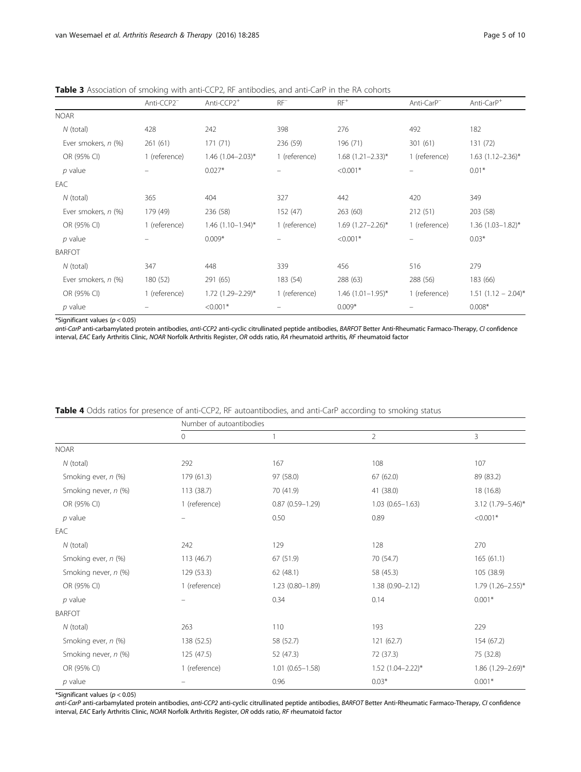**Table 3** Association of smoking with anti-CCP2, RF antibodies, and anti-CarP in the RA cohorts

| | Anti-CCP2⁻ | Anti-CCP2⁺ | RF⁻ | RF⁺ | Anti-CarP⁻ | Anti-CarP⁺ |
|---|---|---|---|---|---|---|
| NOAR | | | | | | |
| *N* (total) | 428 | 242 | 398 | 276 | 492 | 182 |
| Ever smokers, *n* (%) | 261 (61) | 171 (71) | 236 (59) | 196 (71) | 301 (61) | 131 (72) |
| OR (95% CI) | 1 (reference) | 1.46 (1.04–2.03)* | 1 (reference) | 1.68 (1.21–2.33)* | 1 (reference) | 1.63 (1.12–2.36)* |
| *p* value | – | 0.027* | – | <0.001* | – | 0.01* |
| EAC | | | | | | |
| *N* (total) | 365 | 404 | 327 | 442 | 420 | 349 |
| Ever smokers, *n* (%) | 179 (49) | 236 (58) | 152 (47) | 263 (60) | 212 (51) | 203 (58) |
| OR (95% CI) | 1 (reference) | 1.46 (1.10–1.94)* | 1 (reference) | 1.69 (1.27–2.26)* | 1 (reference) | 1.36 (1.03–1.82)* |
| *p* value | – | 0.009* | – | <0.001* | – | 0.03* |
| BARFOT | | | | | | |
| *N* (total) | 347 | 448 | 339 | 456 | 516 | 279 |
| Ever smokers, *n* (%) | 180 (52) | 291 (65) | 183 (54) | 288 (63) | 288 (56) | 183 (66) |
| OR (95% CI) | 1 (reference) | 1.72 (1.29–2.29)* | 1 (reference) | 1.46 (1.01–1.95)* | 1 (reference) | 1.51 (1.12 – 2.04)* |
| *p* value | – | <0.001* | – | 0.009* | – | 0.008* |

*Significant values ($p < 0.05$)

*anti-CarP* anti-carbamylated protein antibodies, *anti-CCP2* anti-cyclic citrullinated peptide antibodies, *BARFOT* Better Anti-Rheumatic Farmaco-Therapy, *CI* confidence interval, *EAC* Early Arthritis Clinic, *NOAR* Norfolk Arthritis Register, *OR* odds ratio, *RA* rheumatoid arthritis, *RF* rheumatoid factor

**Table 4** Odds ratios for presence of anti-CCP2, RF autoantibodies, and anti-CarP according to smoking status

| | Number of autoantibodies | | | |
|---|---|---|---|---|
| | 0 | 1 | 2 | 3 |
| NOAR | | | | |
| *N* (total) | 292 | 167 | 108 | 107 |
| Smoking ever, *n* (%) | 179 (61.3) | 97 (58.0) | 67 (62.0) | 89 (83.2) |
| Smoking never, *n* (%) | 113 (38.7) | 70 (41.9) | 41 (38.0) | 18 (16.8) |
| OR (95% CI) | 1 (reference) | 0.87 (0.59–1.29) | 1.03 (0.65–1.63) | 3.12 (1.79–5.46)* |
| *p* value | – | 0.50 | 0.89 | <0.001* |
| EAC | | | | |
| *N* (total) | 242 | 129 | 128 | 270 |
| Smoking ever, *n* (%) | 113 (46.7) | 67 (51.9) | 70 (54.7) | 165 (61.1) |
| Smoking never, *n* (%) | 129 (53.3) | 62 (48.1) | 58 (45.3) | 105 (38.9) |
| OR (95% CI) | 1 (reference) | 1.23 (0.80–1.89) | 1.38 (0.90–2.12) | 1.79 (1.26–2.55)* |
| *p* value | – | 0.34 | 0.14 | 0.001* |
| BARFOT | | | | |
| *N* (total) | 263 | 110 | 193 | 229 |
| Smoking ever, *n* (%) | 138 (52.5) | 58 (52.7) | 121 (62.7) | 154 (67.2) |
| Smoking never, *n* (%) | 125 (47.5) | 52 (47.3) | 72 (37.3) | 75 (32.8) |
| OR (95% CI) | 1 (reference) | 1.01 (0.65–1.58) | 1.52 (1.04–2.22)* | 1.86 (1.29–2.69)* |
| *p* value | – | 0.96 | 0.03* | 0.001* |

*Significant values ($p < 0.05$)

*anti-CarP* anti-carbamylated protein antibodies, *anti-CCP2* anti-cyclic citrullinated peptide antibodies, *BARFOT* Better Anti-Rheumatic Farmaco-Therapy, *CI* confidence interval, *EAC* Early Arthritis Clinic, *NOAR* Norfolk Arthritis Register, *OR* odds ratio, *RF* rheumatoid factor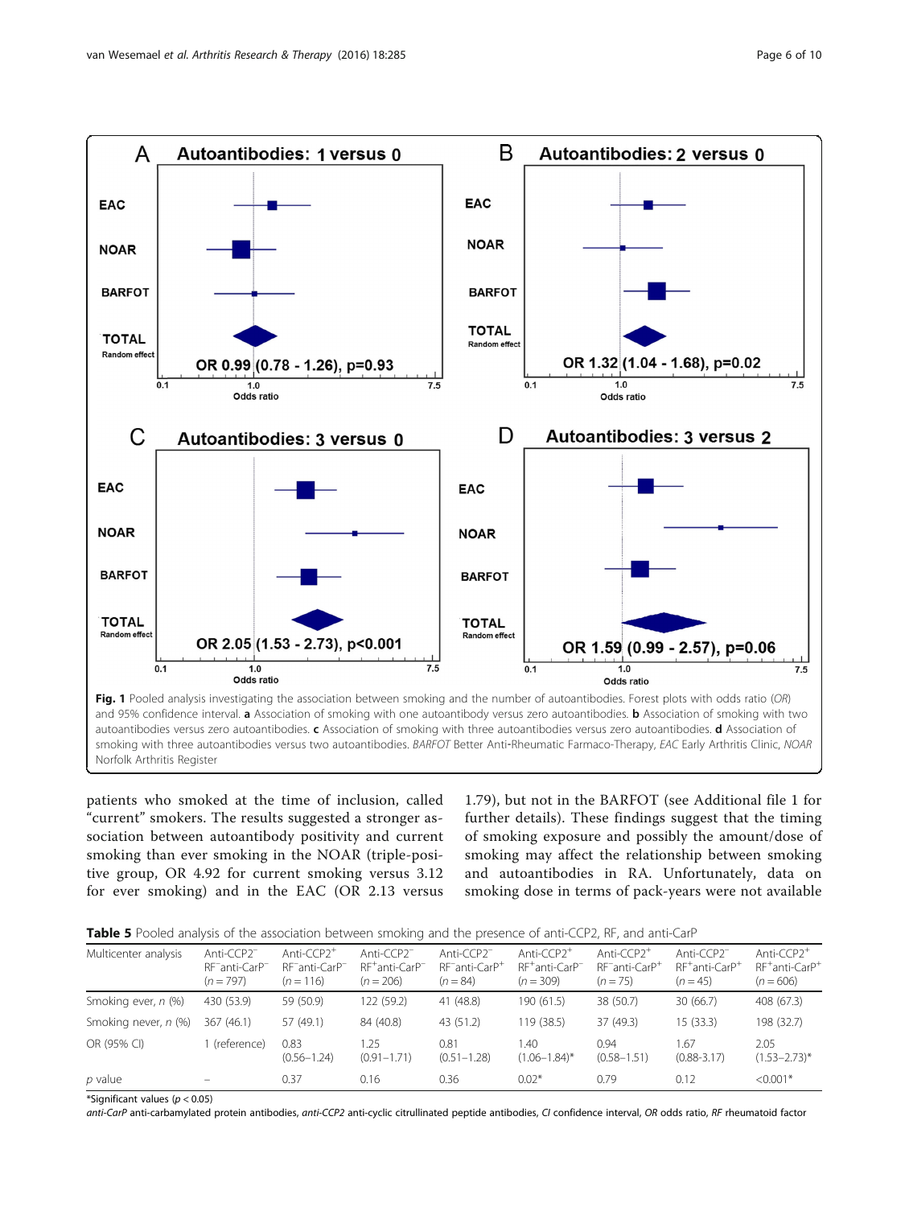Fig. 1 Pooled analysis investigating the association between smoking and the number of autoantibodies. Forest plots with odds ratio (*OR*) and 95% confidence interval. **a** Association of smoking with one autoantibody versus zero autoantibodies. **b** Association of smoking with two autoantibodies versus zero autoantibodies. **c** Association of smoking with three autoantibodies versus zero autoantibodies. **d** Association of smoking with three autoantibodies versus two autoantibodies. *BARFOT* Better Anti-Rheumatic Farmaco-Therapy, *EAC* Early Arthritis Clinic, *NOAR* Norfolk Arthritis Register

patients who smoked at the time of inclusion, called "current" smokers. The results suggested a stronger association between autoantibody positivity and current smoking than ever smoking in the NOAR (triple-positive group, OR 4.92 for current smoking versus 3.12 for ever smoking) and in the EAC (OR 2.13 versus 1.79), but not in the BARFOT (see Additional file 1 for further details). These findings suggest that the timing of smoking exposure and possibly the amount/dose of smoking may affect the relationship between smoking and autoantibodies in RA. Unfortunately, data on smoking dose in terms of pack-years were not available

**Table 5** Pooled analysis of the association between smoking and the presence of anti-CCP2, RF, and anti-CarP

| Multicenter analysis | Anti-CCP2$^-$ RF$^-$anti-CarP$^-$ ($n = 797$) | Anti-CCP2$^+$ RF$^-$anti-CarP$^-$ ($n = 116$) | Anti-CCP2$^-$ RF$^+$anti-CarP$^-$ ($n = 206$) | Anti-CCP2$^-$ RF$^-$anti-CarP$^+$ ($n = 84$) | Anti-CCP2$^+$ RF$^+$anti-CarP$^-$ ($n = 309$) | Anti-CCP2$^+$ RF$^-$anti-CarP$^+$ ($n = 75$) | Anti-CCP2$^-$ RF$^+$anti-CarP$^+$ ($n = 45$) | Anti-CCP2$^+$ RF$^+$anti-CarP$^+$ ($n = 606$) |
|---|---|---|---|---|---|---|---|---|
| Smoking ever, *n* (%) | 430 (53.9) | 59 (50.9) | 122 (59.2) | 41 (48.8) | 190 (61.5) | 38 (50.7) | 30 (66.7) | 408 (67.3) |
| Smoking never, *n* (%) | 367 (46.1) | 57 (49.1) | 84 (40.8) | 43 (51.2) | 119 (38.5) | 37 (49.3) | 15 (33.3) | 198 (32.7) |
| OR (95% CI) | 1 (reference) | 0.83 (0.56–1.24) | 1.25 (0.91–1.71) | 0.81 (0.51–1.28) | 1.40 (1.06–1.84)* | 0.94 (0.58–1.51) | 1.67 (0.88-3.17) | 2.05 (1.53–2.73)* |
| *p* value | – | 0.37 | 0.16 | 0.36 | 0.02* | 0.79 | 0.12 | <0.001* |

*Significant values ($p < 0.05$)

*anti-CarP* anti-carbamylated protein antibodies, *anti-CCP2* anti-cyclic citrullinated peptide antibodies, *CI* confidence interval, *OR* odds ratio, *RF* rheumatoid factor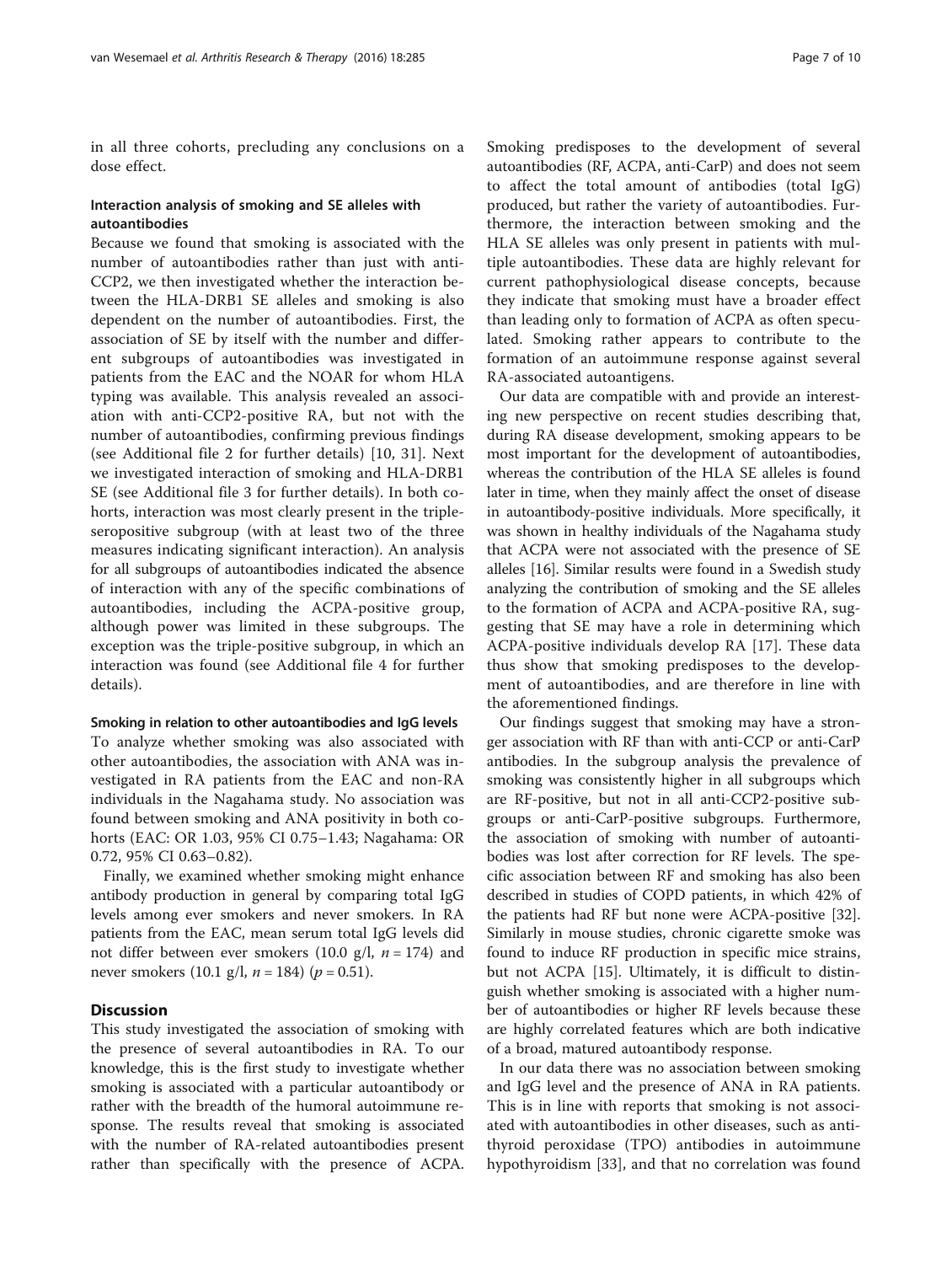in all three cohorts, precluding any conclusions on a dose effect.

### Interaction analysis of smoking and SE alleles with autoantibodies

Because we found that smoking is associated with the number of autoantibodies rather than just with anti-CCP2, we then investigated whether the interaction between the HLA-DRB1 SE alleles and smoking is also dependent on the number of autoantibodies. First, the association of SE by itself with the number and different subgroups of autoantibodies was investigated in patients from the EAC and the NOAR for whom HLA typing was available. This analysis revealed an association with anti-CCP2-positive RA, but not with the number of autoantibodies, confirming previous findings (see Additional file 2 for further details) [10, 31]. Next we investigated interaction of smoking and HLA-DRB1 SE (see Additional file 3 for further details). In both cohorts, interaction was most clearly present in the triple-seropositive subgroup (with at least two of the three measures indicating significant interaction). An analysis for all subgroups of autoantibodies indicated the absence of interaction with any of the specific combinations of autoantibodies, including the ACPA-positive group, although power was limited in these subgroups. The exception was the triple-positive subgroup, in which an interaction was found (see Additional file 4 for further details).

### Smoking in relation to other autoantibodies and IgG levels

To analyze whether smoking was also associated with other autoantibodies, the association with ANA was investigated in RA patients from the EAC and non-RA individuals in the Nagahama study. No association was found between smoking and ANA positivity in both cohorts (EAC: OR 1.03, 95% CI 0.75–1.43; Nagahama: OR 0.72, 95% CI 0.63–0.82).

Finally, we examined whether smoking might enhance antibody production in general by comparing total IgG levels among ever smokers and never smokers. In RA patients from the EAC, mean serum total IgG levels did not differ between ever smokers (10.0 g/l, $n = 174$) and never smokers (10.1 g/l, $n = 184$) ($p = 0.51$).

## Discussion

This study investigated the association of smoking with the presence of several autoantibodies in RA. To our knowledge, this is the first study to investigate whether smoking is associated with a particular autoantibody or rather with the breadth of the humoral autoimmune response. The results reveal that smoking is associated with the number of RA-related autoantibodies present rather than specifically with the presence of ACPA. Smoking predisposes to the development of several autoantibodies (RF, ACPA, anti-CarP) and does not seem to affect the total amount of antibodies (total IgG) produced, but rather the variety of autoantibodies. Furthermore, the interaction between smoking and the HLA SE alleles was only present in patients with multiple autoantibodies. These data are highly relevant for current pathophysiological disease concepts, because they indicate that smoking must have a broader effect than leading only to formation of ACPA as often speculated. Smoking rather appears to contribute to the formation of an autoimmune response against several RA-associated autoantigens.

Our data are compatible with and provide an interesting new perspective on recent studies describing that, during RA disease development, smoking appears to be most important for the development of autoantibodies, whereas the contribution of the HLA SE alleles is found later in time, when they mainly affect the onset of disease in autoantibody-positive individuals. More specifically, it was shown in healthy individuals of the Nagahama study that ACPA were not associated with the presence of SE alleles [16]. Similar results were found in a Swedish study analyzing the contribution of smoking and the SE alleles to the formation of ACPA and ACPA-positive RA, suggesting that SE may have a role in determining which ACPA-positive individuals develop RA [17]. These data thus show that smoking predisposes to the development of autoantibodies, and are therefore in line with the aforementioned findings.

Our findings suggest that smoking may have a stronger association with RF than with anti-CCP or anti-CarP antibodies. In the subgroup analysis the prevalence of smoking was consistently higher in all subgroups which are RF-positive, but not in all anti-CCP2-positive subgroups or anti-CarP-positive subgroups. Furthermore, the association of smoking with number of autoantibodies was lost after correction for RF levels. The specific association between RF and smoking has also been described in studies of COPD patients, in which 42% of the patients had RF but none were ACPA-positive [32]. Similarly in mouse studies, chronic cigarette smoke was found to induce RF production in specific mice strains, but not ACPA [15]. Ultimately, it is difficult to distinguish whether smoking is associated with a higher number of autoantibodies or higher RF levels because these are highly correlated features which are both indicative of a broad, matured autoantibody response.

In our data there was no association between smoking and IgG level and the presence of ANA in RA patients. This is in line with reports that smoking is not associated with autoantibodies in other diseases, such as anti-thyroid peroxidase (TPO) antibodies in autoimmune hypothyroidism [33], and that no correlation was found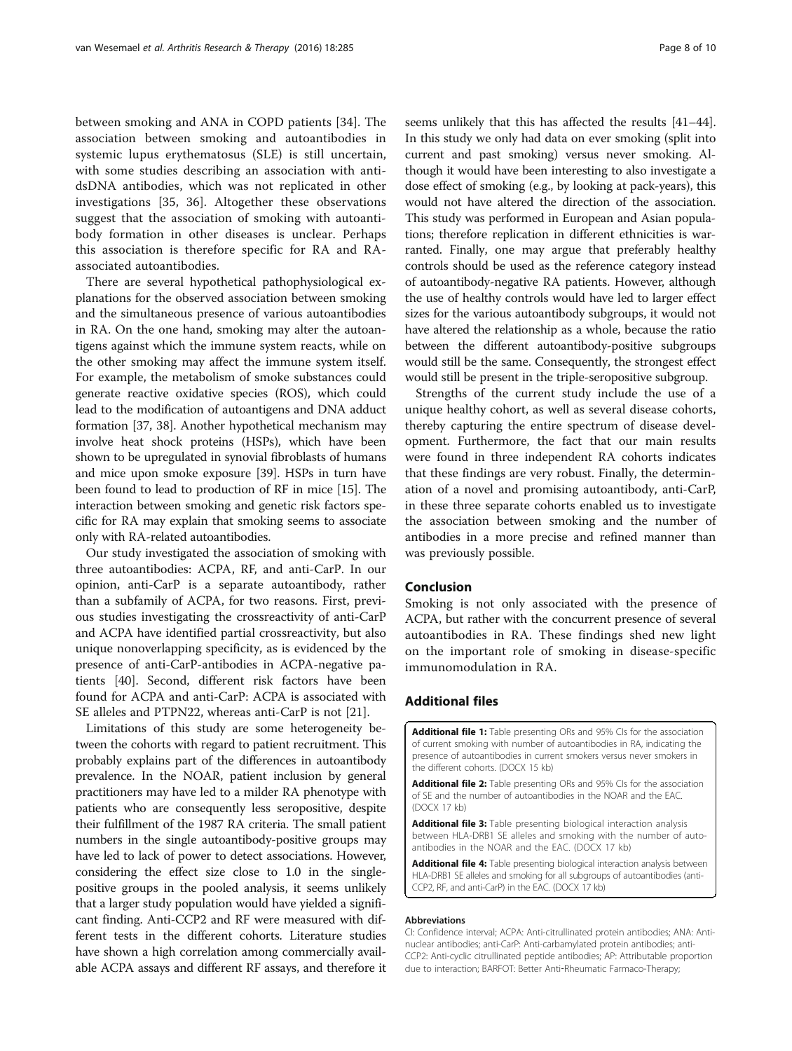between smoking and ANA in COPD patients [34]. The association between smoking and autoantibodies in systemic lupus erythematosus (SLE) is still uncertain, with some studies describing an association with anti-dsDNA antibodies, which was not replicated in other investigations [35, 36]. Altogether these observations suggest that the association of smoking with autoantibody formation in other diseases is unclear. Perhaps this association is therefore specific for RA and RA-associated autoantibodies.

There are several hypothetical pathophysiological explanations for the observed association between smoking and the simultaneous presence of various autoantibodies in RA. On the one hand, smoking may alter the autoantigens against which the immune system reacts, while on the other smoking may affect the immune system itself. For example, the metabolism of smoke substances could generate reactive oxidative species (ROS), which could lead to the modification of autoantigens and DNA adduct formation [37, 38]. Another hypothetical mechanism may involve heat shock proteins (HSPs), which have been shown to be upregulated in synovial fibroblasts of humans and mice upon smoke exposure [39]. HSPs in turn have been found to lead to production of RF in mice [15]. The interaction between smoking and genetic risk factors specific for RA may explain that smoking seems to associate only with RA-related autoantibodies.

Our study investigated the association of smoking with three autoantibodies: ACPA, RF, and anti-CarP. In our opinion, anti-CarP is a separate autoantibody, rather than a subfamily of ACPA, for two reasons. First, previous studies investigating the crossreactivity of anti-CarP and ACPA have identified partial crossreactivity, but also unique nonoverlapping specificity, as is evidenced by the presence of anti-CarP-antibodies in ACPA-negative patients [40]. Second, different risk factors have been found for ACPA and anti-CarP: ACPA is associated with SE alleles and PTPN22, whereas anti-CarP is not [21].

Limitations of this study are some heterogeneity between the cohorts with regard to patient recruitment. This probably explains part of the differences in autoantibody prevalence. In the NOAR, patient inclusion by general practitioners may have led to a milder RA phenotype with patients who are consequently less seropositive, despite their fulfillment of the 1987 RA criteria. The small patient numbers in the single autoantibody-positive groups may have led to lack of power to detect associations. However, considering the effect size close to 1.0 in the single-positive groups in the pooled analysis, it seems unlikely that a larger study population would have yielded a significant finding. Anti-CCP2 and RF were measured with different tests in the different cohorts. Literature studies have shown a high correlation among commercially available ACPA assays and different RF assays, and therefore it seems unlikely that this has affected the results [41–44]. In this study we only had data on ever smoking (split into current and past smoking) versus never smoking. Although it would have been interesting to also investigate a dose effect of smoking (e.g., by looking at pack-years), this would not have altered the direction of the association. This study was performed in European and Asian populations; therefore replication in different ethnicities is warranted. Finally, one may argue that preferably healthy controls should be used as the reference category instead of autoantibody-negative RA patients. However, although the use of healthy controls would have led to larger effect sizes for the various autoantibody subgroups, it would not have altered the relationship as a whole, because the ratio between the different autoantibody-positive subgroups would still be the same. Consequently, the strongest effect would still be present in the triple-seropositive subgroup.

Strengths of the current study include the use of a unique healthy cohort, as well as several disease cohorts, thereby capturing the entire spectrum of disease development. Furthermore, the fact that our main results were found in three independent RA cohorts indicates that these findings are very robust. Finally, the determination of a novel and promising autoantibody, anti-CarP, in these three separate cohorts enabled us to investigate the association between smoking and the number of antibodies in a more precise and refined manner than was previously possible.

## Conclusion

Smoking is not only associated with the presence of ACPA, but rather with the concurrent presence of several autoantibodies in RA. These findings shed new light on the important role of smoking in disease-specific immunomodulation in RA.

## Additional files

**Additional file 1:** Table presenting ORs and 95% CIs for the association of current smoking with number of autoantibodies in RA, indicating the presence of autoantibodies in current smokers versus never smokers in the different cohorts. (DOCX 15 kb)

**Additional file 2:** Table presenting ORs and 95% CIs for the association of SE and the number of autoantibodies in the NOAR and the EAC. (DOCX 17 kb)

**Additional file 3:** Table presenting biological interaction analysis between HLA-DRB1 SE alleles and smoking with the number of autoantibodies in the NOAR and the EAC. (DOCX 17 kb)

**Additional file 4:** Table presenting biological interaction analysis between HLA-DRB1 SE alleles and smoking for all subgroups of autoantibodies (anti-CCP2, RF, and anti-CarP) in the EAC. (DOCX 17 kb)

#### Abbreviations

CI: Confidence interval; ACPA: Anti-citrullinated protein antibodies; ANA: Antinuclear antibodies; anti-CarP: Anti-carbamylated protein antibodies; anti-CCP2: Anti-cyclic citrullinated peptide antibodies; AP: Attributable proportion due to interaction; BARFOT: Better Anti-Rheumatic Farmaco-Therapy;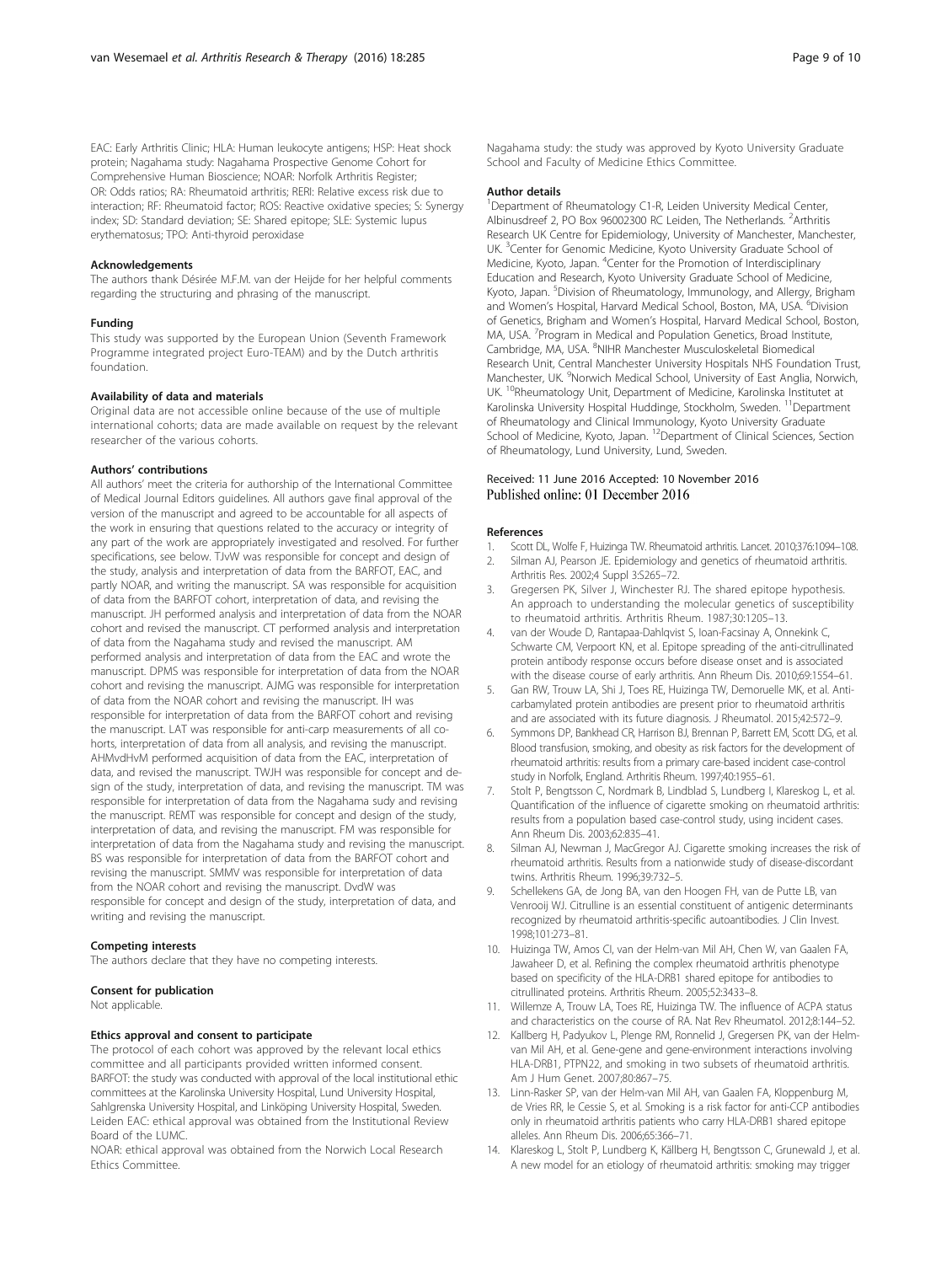EAC: Early Arthritis Clinic; HLA: Human leukocyte antigens; HSP: Heat shock protein; Nagahama study: Nagahama Prospective Genome Cohort for Comprehensive Human Bioscience; NOAR: Norfolk Arthritis Register; OR: Odds ratios; RA: Rheumatoid arthritis; RERI: Relative excess risk due to interaction; RF: Rheumatoid factor; ROS: Reactive oxidative species; S: Synergy index; SD: Standard deviation; SE: Shared epitope; SLE: Systemic lupus erythematosus; TPO: Anti-thyroid peroxidase

#### Acknowledgements

The authors thank Désirée M.F.M. van der Heijde for her helpful comments regarding the structuring and phrasing of the manuscript.

#### Funding

This study was supported by the European Union (Seventh Framework Programme integrated project Euro-TEAM) and by the Dutch arthritis foundation.

#### Availability of data and materials

Original data are not accessible online because of the use of multiple international cohorts; data are made available on request by the relevant researcher of the various cohorts.

#### Authors' contributions

All authors' meet the criteria for authorship of the International Committee of Medical Journal Editors guidelines. All authors gave final approval of the version of the manuscript and agreed to be accountable for all aspects of the work in ensuring that questions related to the accuracy or integrity of any part of the work are appropriately investigated and resolved. For further specifications, see below. TJvW was responsible for concept and design of the study, analysis and interpretation of data from the BARFOT, EAC, and partly NOAR, and writing the manuscript. SA was responsible for acquisition of data from the BARFOT cohort, interpretation of data, and revising the manuscript. JH performed analysis and interpretation of data from the NOAR cohort and revised the manuscript. CT performed analysis and interpretation of data from the Nagahama study and revised the manuscript. AM performed analysis and interpretation of data from the EAC and wrote the manuscript. DPMS was responsible for interpretation of data from the NOAR cohort and revising the manuscript. AJMG was responsible for interpretation of data from the NOAR cohort and revising the manuscript. IH was responsible for interpretation of data from the BARFOT cohort and revising the manuscript. LAT was responsible for anti-carp measurements of all cohorts, interpretation of data from all analysis, and revising the manuscript. AHMvdHvM performed acquisition of data from the EAC, interpretation of data, and revised the manuscript. TWJH was responsible for concept and design of the study, interpretation of data, and revising the manuscript. TM was responsible for interpretation of data from the Nagahama sudy and revising the manuscript. REMT was responsible for concept and design of the study, interpretation of data, and revising the manuscript. FM was responsible for interpretation of data from the Nagahama study and revising the manuscript. BS was responsible for interpretation of data from the BARFOT cohort and revising the manuscript. SMMV was responsible for interpretation of data from the NOAR cohort and revising the manuscript. DvdW was responsible for concept and design of the study, interpretation of data, and writing and revising the manuscript.

#### Competing interests

The authors declare that they have no competing interests.

#### Consent for publication

Not applicable.

#### Ethics approval and consent to participate

The protocol of each cohort was approved by the relevant local ethics committee and all participants provided written informed consent. BARFOT: the study was conducted with approval of the local institutional ethic committees at the Karolinska University Hospital, Lund University Hospital, Sahlgrenska University Hospital, and Linköping University Hospital, Sweden. Leiden EAC: ethical approval was obtained from the Institutional Review Board of the LUMC.
NOAR: ethical approval was obtained from the Norwich Local Research Ethics Committee.
Nagahama study: the study was approved by Kyoto University Graduate School and Faculty of Medicine Ethics Committee.

#### Author details

[1]Department of Rheumatology C1-R, Leiden University Medical Center, Albinusdreef 2, PO Box 96002300 RC Leiden, The Netherlands. [2]Arthritis Research UK Centre for Epidemiology, University of Manchester, Manchester, UK. [3]Center for Genomic Medicine, Kyoto University Graduate School of Medicine, Kyoto, Japan. [4]Center for the Promotion of Interdisciplinary Education and Research, Kyoto University Graduate School of Medicine, Kyoto, Japan. [5]Division of Rheumatology, Immunology, and Allergy, Brigham and Women's Hospital, Harvard Medical School, Boston, MA, USA. [6]Division of Genetics, Brigham and Women's Hospital, Harvard Medical School, Boston, MA, USA. [7]Program in Medical and Population Genetics, Broad Institute, Cambridge, MA, USA. [8]NIHR Manchester Musculoskeletal Biomedical Research Unit, Central Manchester University Hospitals NHS Foundation Trust, Manchester, UK. [9]Norwich Medical School, University of East Anglia, Norwich, UK. [10]Rheumatology Unit, Department of Medicine, Karolinska Institutet at Karolinska University Hospital Huddinge, Stockholm, Sweden. [11]Department of Rheumatology and Clinical Immunology, Kyoto University Graduate School of Medicine, Kyoto, Japan. [12]Department of Clinical Sciences, Section of Rheumatology, Lund University, Lund, Sweden.

Received: 11 June 2016 Accepted: 10 November 2016
Published online: 01 December 2016

#### References

1. Scott DL, Wolfe F, Huizinga TW. Rheumatoid arthritis. Lancet. 2010;376:1094–108.
2. Silman AJ, Pearson JE. Epidemiology and genetics of rheumatoid arthritis. Arthritis Res. 2002;4 Suppl 3:S265–72.
3. Gregersen PK, Silver J, Winchester RJ. The shared epitope hypothesis. An approach to understanding the molecular genetics of susceptibility to rheumatoid arthritis. Arthritis Rheum. 1987;30:1205–13.
4. van der Woude D, Rantapaa-Dahlqvist S, Ioan-Facsinay A, Onnekink C, Schwarte CM, Verpoort KN, et al. Epitope spreading of the anti-citrullinated protein antibody response occurs before disease onset and is associated with the disease course of early arthritis. Ann Rheum Dis. 2010;69:1554–61.
5. Gan RW, Trouw LA, Shi J, Toes RE, Huizinga TW, Demoruelle MK, et al. Anti-carbamylated protein antibodies are present prior to rheumatoid arthritis and are associated with its future diagnosis. J Rheumatol. 2015;42:572–9.
6. Symmons DP, Bankhead CR, Harrison BJ, Brennan P, Barrett EM, Scott DG, et al. Blood transfusion, smoking, and obesity as risk factors for the development of rheumatoid arthritis: results from a primary care-based incident case-control study in Norfolk, England. Arthritis Rheum. 1997;40:1955–61.
7. Stolt P, Bengtsson C, Nordmark B, Lindblad S, Lundberg I, Klareskog L, et al. Quantification of the influence of cigarette smoking on rheumatoid arthritis: results from a population based case-control study, using incident cases. Ann Rheum Dis. 2003;62:835–41.
8. Silman AJ, Newman J, MacGregor AJ. Cigarette smoking increases the risk of rheumatoid arthritis. Results from a nationwide study of disease-discordant twins. Arthritis Rheum. 1996;39:732–5.
9. Schellekens GA, de Jong BA, van den Hoogen FH, van de Putte LB, van Venrooij WJ. Citrulline is an essential constituent of antigenic determinants recognized by rheumatoid arthritis-specific autoantibodies. J Clin Invest. 1998;101:273–81.
10. Huizinga TW, Amos CI, van der Helm-van Mil AH, Chen W, van Gaalen FA, Jawaheer D, et al. Refining the complex rheumatoid arthritis phenotype based on specificity of the HLA-DRB1 shared epitope for antibodies to citrullinated proteins. Arthritis Rheum. 2005;52:3433–8.
11. Willemze A, Trouw LA, Toes RE, Huizinga TW. The influence of ACPA status and characteristics on the course of RA. Nat Rev Rheumatol. 2012;8:144–52.
12. Kallberg H, Padyukov L, Plenge RM, Ronnelid J, Gregersen PK, van der Helm-van Mil AH, et al. Gene-gene and gene-environment interactions involving HLA-DRB1, PTPN22, and smoking in two subsets of rheumatoid arthritis. Am J Hum Genet. 2007;80:867–75.
13. Linn-Rasker SP, van der Helm-van Mil AH, van Gaalen FA, Kloppenburg M, de Vries RR, le Cessie S, et al. Smoking is a risk factor for anti-CCP antibodies only in rheumatoid arthritis patients who carry HLA-DRB1 shared epitope alleles. Ann Rheum Dis. 2006;65:366–71.
14. Klareskog L, Stolt P, Lundberg K, Källberg H, Bengtsson C, Grunewald J, et al. A new model for an etiology of rheumatoid arthritis: smoking may trigger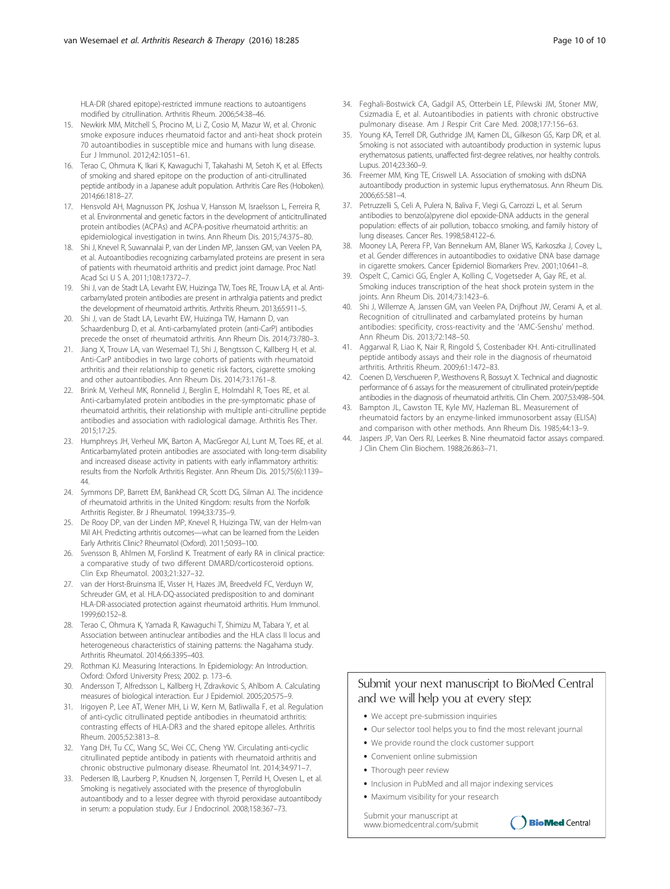HLA-DR (shared epitope)-restricted immune reactions to autoantigens modified by citrullination. Arthritis Rheum. 2006;54:38–46.

15. Newkirk MM, Mitchell S, Procino M, Li Z, Cosio M, Mazur W, et al. Chronic smoke exposure induces rheumatoid factor and anti-heat shock protein 70 autoantibodies in susceptible mice and humans with lung disease. Eur J Immunol. 2012;42:1051–61.
16. Terao C, Ohmura K, Ikari K, Kawaguchi T, Takahashi M, Setoh K, et al. Effects of smoking and shared epitope on the production of anti-citrullinated peptide antibody in a Japanese adult population. Arthritis Care Res (Hoboken). 2014;66:1818–27.
17. Hensvold AH, Magnusson PK, Joshua V, Hansson M, Israelsson L, Ferreira R, et al. Environmental and genetic factors in the development of anticitrullinated protein antibodies (ACPAs) and ACPA-positive rheumatoid arthritis: an epidemiological investigation in twins. Ann Rheum Dis. 2015;74:375–80.
18. Shi J, Knevel R, Suwannalai P, van der Linden MP, Janssen GM, van Veelen PA, et al. Autoantibodies recognizing carbamylated proteins are present in sera of patients with rheumatoid arthritis and predict joint damage. Proc Natl Acad Sci U S A. 2011;108:17372–7.
19. Shi J, van de Stadt LA, Levarht EW, Huizinga TW, Toes RE, Trouw LA, et al. Anti-carbamylated protein antibodies are present in arthralgia patients and predict the development of rheumatoid arthritis. Arthritis Rheum. 2013;65:911–5.
20. Shi J, van de Stadt LA, Levarht EW, Huizinga TW, Hamann D, van Schaardenburg D, et al. Anti-carbamylated protein (anti-CarP) antibodies precede the onset of rheumatoid arthritis. Ann Rheum Dis. 2014;73:780–3.
21. Jiang X, Trouw LA, van Wesemael TJ, Shi J, Bengtsson C, Kallberg H, et al. Anti-CarP antibodies in two large cohorts of patients with rheumatoid arthritis and their relationship to genetic risk factors, cigarette smoking and other autoantibodies. Ann Rheum Dis. 2014;73:1761–8.
22. Brink M, Verheul MK, Ronnelid J, Berglin E, Holmdahl R, Toes RE, et al. Anti-carbamylated protein antibodies in the pre-symptomatic phase of rheumatoid arthritis, their relationship with multiple anti-citrulline peptide antibodies and association with radiological damage. Arthritis Res Ther. 2015;17:25.
23. Humphreys JH, Verheul MK, Barton A, MacGregor AJ, Lunt M, Toes RE, et al. Anticarbamylated protein antibodies are associated with long-term disability and increased disease activity in patients with early inflammatory arthritis: results from the Norfolk Arthritis Register. Ann Rheum Dis. 2015;75(6):1139–44.
24. Symmons DP, Barrett EM, Bankhead CR, Scott DG, Silman AJ. The incidence of rheumatoid arthritis in the United Kingdom: results from the Norfolk Arthritis Register. Br J Rheumatol. 1994;33:735–9.
25. De Rooy DP, van der Linden MP, Knevel R, Huizinga TW, van der Helm-van Mil AH. Predicting arthritis outcomes—what can be learned from the Leiden Early Arthritis Clinic? Rheumatol (Oxford). 2011;50:93–100.
26. Svensson B, Ahlmen M, Forslind K. Treatment of early RA in clinical practice: a comparative study of two different DMARD/corticosteroid options. Clin Exp Rheumatol. 2003;21:327–32.
27. van der Horst-Bruinsma IE, Visser H, Hazes JM, Breedveld FC, Verduyn W, Schreuder GM, et al. HLA-DQ-associated predisposition to and dominant HLA-DR-associated protection against rheumatoid arthritis. Hum Immunol. 1999;60:152–8.
28. Terao C, Ohmura K, Yamada R, Kawaguchi T, Shimizu M, Tabara Y, et al. Association between antinuclear antibodies and the HLA class II locus and heterogeneous characteristics of staining patterns: the Nagahama study. Arthritis Rheumatol. 2014;66:3395–403.
29. Rothman KJ. Measuring Interactions. In Epidemiology: An Introduction. Oxford: Oxford University Press; 2002. p. 173–6.
30. Andersson T, Alfredsson L, Kallberg H, Zdravkovic S, Ahlbom A. Calculating measures of biological interaction. Eur J Epidemiol. 2005;20:575–9.
31. Irigoyen P, Lee AT, Wener MH, Li W, Kern M, Batliwalla F, et al. Regulation of anti-cyclic citrullinated peptide antibodies in rheumatoid arthritis: contrasting effects of HLA-DR3 and the shared epitope alleles. Arthritis Rheum. 2005;52:3813–8.
32. Yang DH, Tu CC, Wang SC, Wei CC, Cheng YW. Circulating anti-cyclic citrullinated peptide antibody in patients with rheumatoid arthritis and chronic obstructive pulmonary disease. Rheumatol Int. 2014;34:971–7.
33. Pedersen IB, Laurberg P, Knudsen N, Jorgensen T, Perrild H, Ovesen L, et al. Smoking is negatively associated with the presence of thyroglobulin autoantibody and to a lesser degree with thyroid peroxidase autoantibody in serum: a population study. Eur J Endocrinol. 2008;158:367–73.
34. Feghali-Bostwick CA, Gadgil AS, Otterbein LE, Pilewski JM, Stoner MW, Csizmadia E, et al. Autoantibodies in patients with chronic obstructive pulmonary disease. Am J Respir Crit Care Med. 2008;177:156–63.
35. Young KA, Terrell DR, Guthridge JM, Kamen DL, Gilkeson GS, Karp DR, et al. Smoking is not associated with autoantibody production in systemic lupus erythematosus patients, unaffected first-degree relatives, nor healthy controls. Lupus. 2014;23:360–9.
36. Freemer MM, King TE, Criswell LA. Association of smoking with dsDNA autoantibody production in systemic lupus erythematosus. Ann Rheum Dis. 2006;65:581–4.
37. Petruzzelli S, Celi A, Pulera N, Baliva F, Viegi G, Carrozzi L, et al. Serum antibodies to benzo(a)pyrene diol epoxide-DNA adducts in the general population: effects of air pollution, tobacco smoking, and family history of lung diseases. Cancer Res. 1998;58:4122–6.
38. Mooney LA, Perera FP, Van Bennekum AM, Blaner WS, Karkoszka J, Covey L, et al. Gender differences in autoantibodies to oxidative DNA base damage in cigarette smokers. Cancer Epidemiol Biomarkers Prev. 2001;10:641–8.
39. Ospelt C, Camici GG, Engler A, Kolling C, Vogetseder A, Gay RE, et al. Smoking induces transcription of the heat shock protein system in the joints. Ann Rheum Dis. 2014;73:1423–6.
40. Shi J, Willemze A, Janssen GM, van Veelen PA, Drijfhout JW, Cerami A, et al. Recognition of citrullinated and carbamylated proteins by human antibodies: specificity, cross-reactivity and the 'AMC-Senshu' method. Ann Rheum Dis. 2013;72:148–50.
41. Aggarwal R, Liao K, Nair R, Ringold S, Costenbader KH. Anti-citrullinated peptide antibody assays and their role in the diagnosis of rheumatoid arthritis. Arthritis Rheum. 2009;61:1472–83.
42. Coenen D, Verschueren P, Westhovens R, Bossuyt X. Technical and diagnostic performance of 6 assays for the measurement of citrullinated protein/peptide antibodies in the diagnosis of rheumatoid arthritis. Clin Chem. 2007;53:498–504.
43. Bampton JL, Cawston TE, Kyle MV, Hazleman BL. Measurement of rheumatoid factors by an enzyme-linked immunosorbent assay (ELISA) and comparison with other methods. Ann Rheum Dis. 1985;44:13–9.
44. Jaspers JP, Van Oers RJ, Leerkes B. Nine rheumatoid factor assays compared. J Clin Chem Clin Biochem. 1988;26:863–71.

Submit your next manuscript to BioMed Central and we will help you at every step:

- We accept pre-submission inquiries
- Our selector tool helps you to find the most relevant journal
- We provide round the clock customer support
- Convenient online submission
- Thorough peer review
- Inclusion in PubMed and all major indexing services
- Maximum visibility for your research

Submit your manuscript at www.biomedcentral.com/submit

BioMed Central